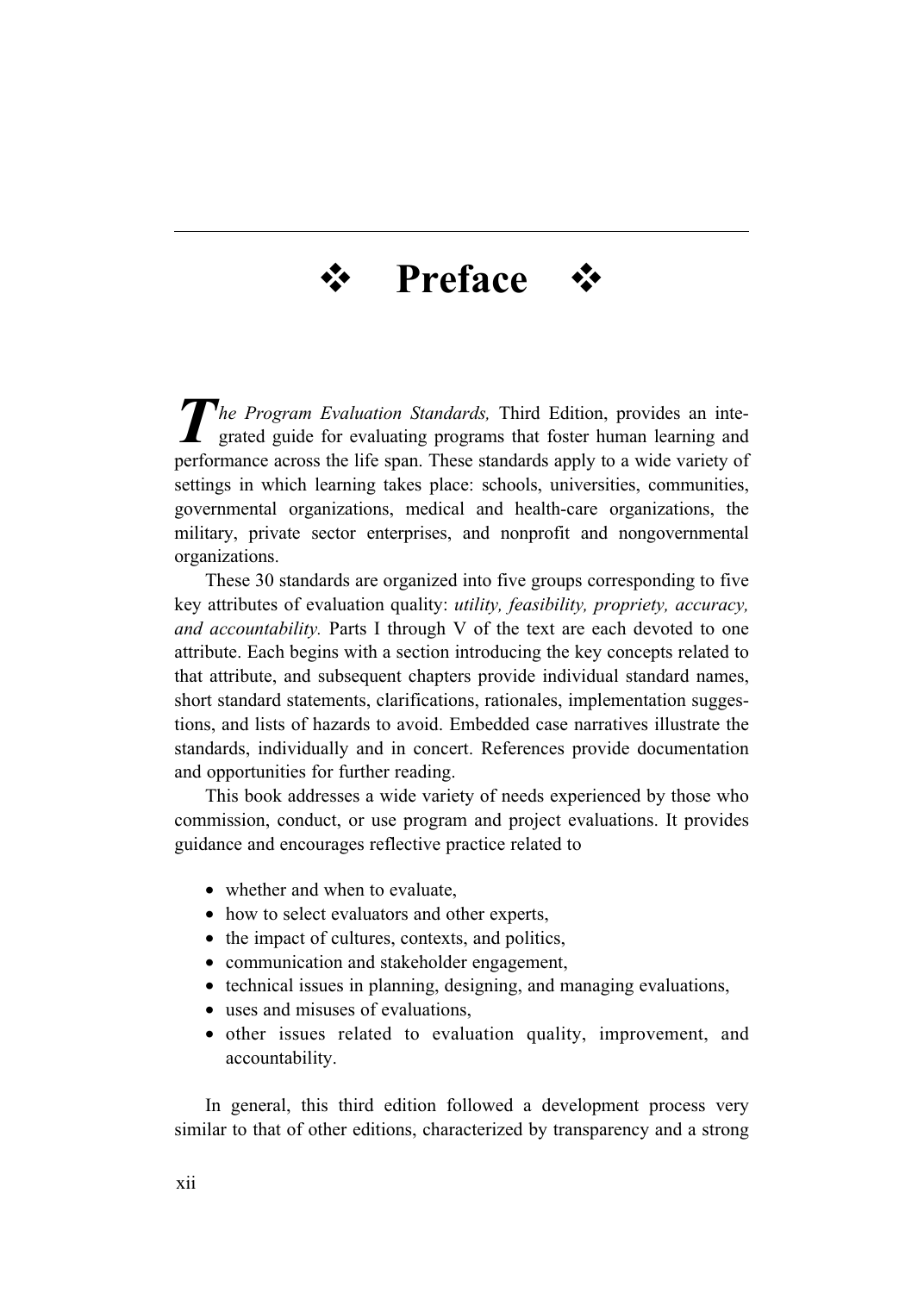# ❖ Preface ❖

*The Program Evaluation Standards,* Third Edition, provides an integrated guide for evaluating programs that foster human learning and performance across the life span. These standards apply to a wide variety of settings in which learning takes place: schools, universities, communities, governmental organizations, medical and health-care organizations, the military, private sector enterprises, and nonprofit and nongovernmental organizations.

These 30 standards are organized into five groups corresponding to five key attributes of evaluation quality: *utility, feasibility, propriety, accuracy, and accountability.* Parts I through V of the text are each devoted to one attribute. Each begins with a section introducing the key concepts related to that attribute, and subsequent chapters provide individual standard names, short standard statements, clarifications, rationales, implementation suggestions, and lists of hazards to avoid. Embedded case narratives illustrate the standards, individually and in concert. References provide documentation and opportunities for further reading.

This book addresses a wide variety of needs experienced by those who commission, conduct, or use program and project evaluations. It provides guidance and encourages reflective practice related to

- whether and when to evaluate,
- how to select evaluators and other experts,
- the impact of cultures, contexts, and politics,
- communication and stakeholder engagement,
- technical issues in planning, designing, and managing evaluations,
- uses and misuses of evaluations,
- other issues related to evaluation quality, improvement, and accountability.

In general, this third edition followed a development process very similar to that of other editions, characterized by transparency and a strong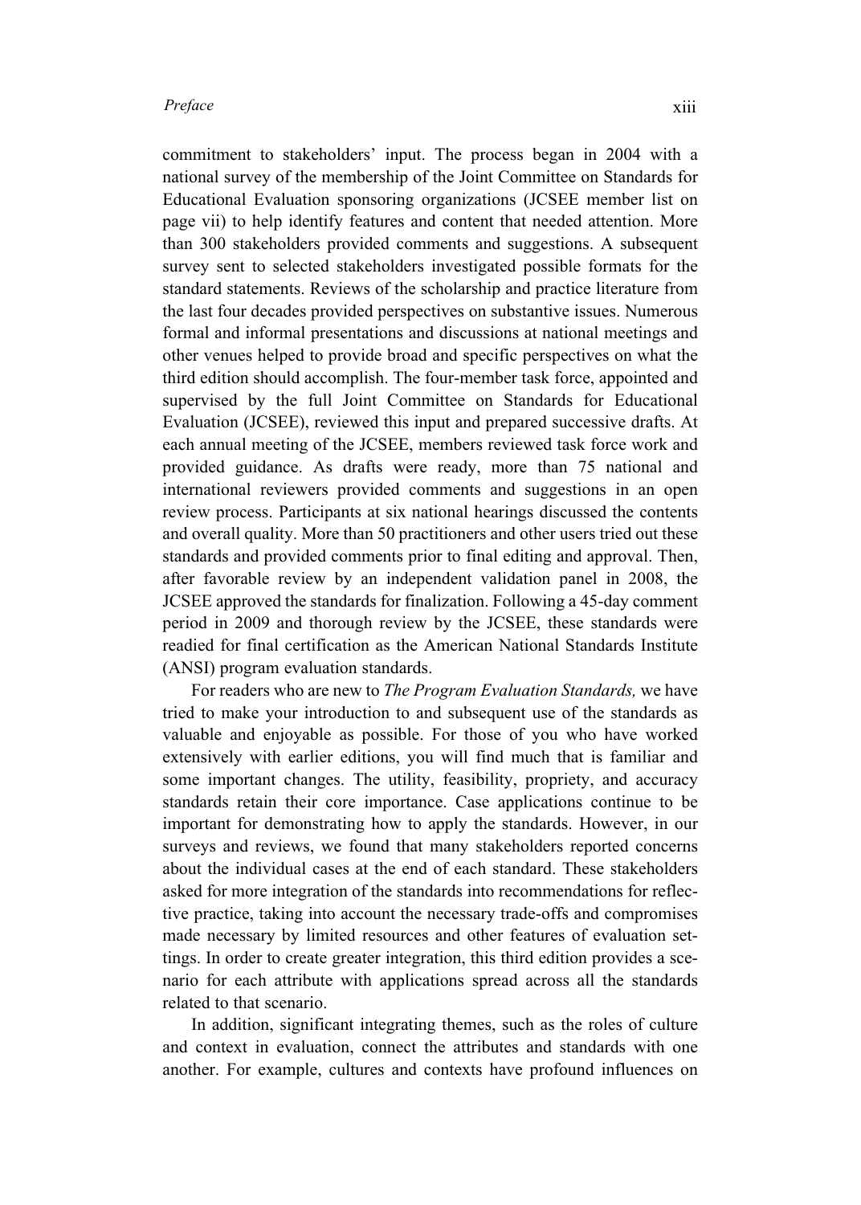commitment to stakeholders' input. The process began in 2004 with a national survey of the membership of the Joint Committee on Standards for Educational Evaluation sponsoring organizations (JCSEE member list on page vii) to help identify features and content that needed attention. More than 300 stakeholders provided comments and suggestions. A subsequent survey sent to selected stakeholders investigated possible formats for the standard statements. Reviews of the scholarship and practice literature from the last four decades provided perspectives on substantive issues. Numerous formal and informal presentations and discussions at national meetings and other venues helped to provide broad and specific perspectives on what the third edition should accomplish. The four-member task force, appointed and supervised by the full Joint Committee on Standards for Educational Evaluation (JCSEE), reviewed this input and prepared successive drafts. At each annual meeting of the JCSEE, members reviewed task force work and provided guidance. As drafts were ready, more than 75 national and international reviewers provided comments and suggestions in an open review process. Participants at six national hearings discussed the contents and overall quality. More than 50 practitioners and other users tried out these standards and provided comments prior to final editing and approval. Then, after favorable review by an independent validation panel in 2008, the JCSEE approved the standards for finalization. Following a 45-day comment period in 2009 and thorough review by the JCSEE, these standards were readied for final certification as the American National Standards Institute (ANSI) program evaluation standards.

For readers who are new to *The Program Evaluation Standards,* we have tried to make your introduction to and subsequent use of the standards as valuable and enjoyable as possible. For those of you who have worked extensively with earlier editions, you will find much that is familiar and some important changes. The utility, feasibility, propriety, and accuracy standards retain their core importance. Case applications continue to be important for demonstrating how to apply the standards. However, in our surveys and reviews, we found that many stakeholders reported concerns about the individual cases at the end of each standard. These stakeholders asked for more integration of the standards into recommendations for reflective practice, taking into account the necessary trade-offs and compromises made necessary by limited resources and other features of evaluation settings. In order to create greater integration, this third edition provides a scenario for each attribute with applications spread across all the standards related to that scenario.

In addition, significant integrating themes, such as the roles of culture and context in evaluation, connect the attributes and standards with one another. For example, cultures and contexts have profound influences on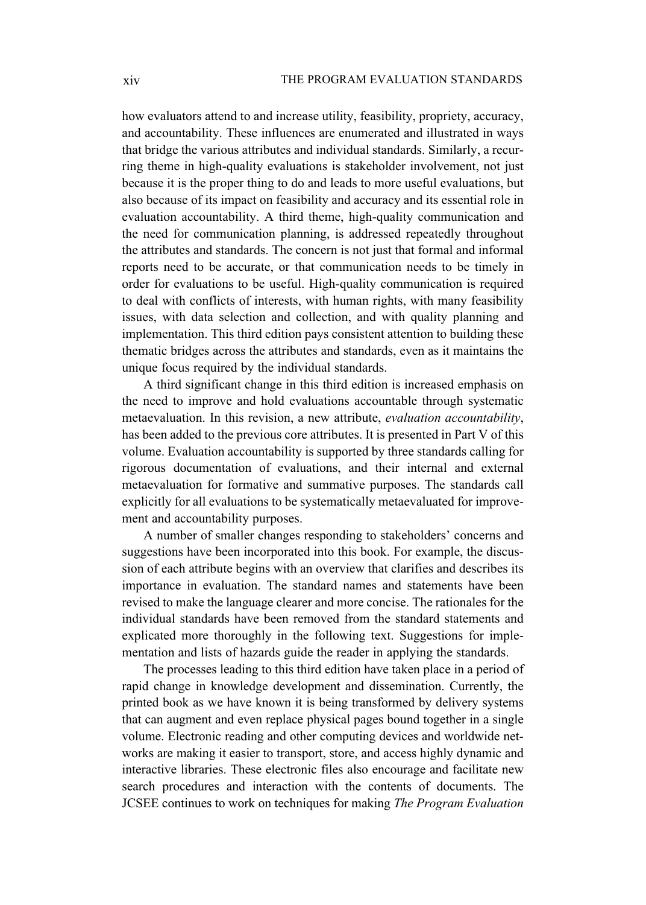how evaluators attend to and increase utility, feasibility, propriety, accuracy, and accountability. These influences are enumerated and illustrated in ways that bridge the various attributes and individual standards. Similarly, a recurring theme in high-quality evaluations is stakeholder involvement, not just because it is the proper thing to do and leads to more useful evaluations, but also because of its impact on feasibility and accuracy and its essential role in evaluation accountability. A third theme, high-quality communication and the need for communication planning, is addressed repeatedly throughout the attributes and standards. The concern is not just that formal and informal reports need to be accurate, or that communication needs to be timely in order for evaluations to be useful. High-quality communication is required to deal with conflicts of interests, with human rights, with many feasibility issues, with data selection and collection, and with quality planning and implementation. This third edition pays consistent attention to building these thematic bridges across the attributes and standards, even as it maintains the unique focus required by the individual standards.

A third significant change in this third edition is increased emphasis on the need to improve and hold evaluations accountable through systematic metaevaluation. In this revision, a new attribute, *evaluation accountability*, has been added to the previous core attributes. It is presented in Part V of this volume. Evaluation accountability is supported by three standards calling for rigorous documentation of evaluations, and their internal and external metaevaluation for formative and summative purposes. The standards call explicitly for all evaluations to be systematically metaevaluated for improvement and accountability purposes.

A number of smaller changes responding to stakeholders' concerns and suggestions have been incorporated into this book. For example, the discussion of each attribute begins with an overview that clarifies and describes its importance in evaluation. The standard names and statements have been revised to make the language clearer and more concise. The rationales for the individual standards have been removed from the standard statements and explicated more thoroughly in the following text. Suggestions for implementation and lists of hazards guide the reader in applying the standards.

The processes leading to this third edition have taken place in a period of rapid change in knowledge development and dissemination. Currently, the printed book as we have known it is being transformed by delivery systems that can augment and even replace physical pages bound together in a single volume. Electronic reading and other computing devices and worldwide networks are making it easier to transport, store, and access highly dynamic and interactive libraries. These electronic files also encourage and facilitate new search procedures and interaction with the contents of documents. The JCSEE continues to work on techniques for making *The Program Evaluation*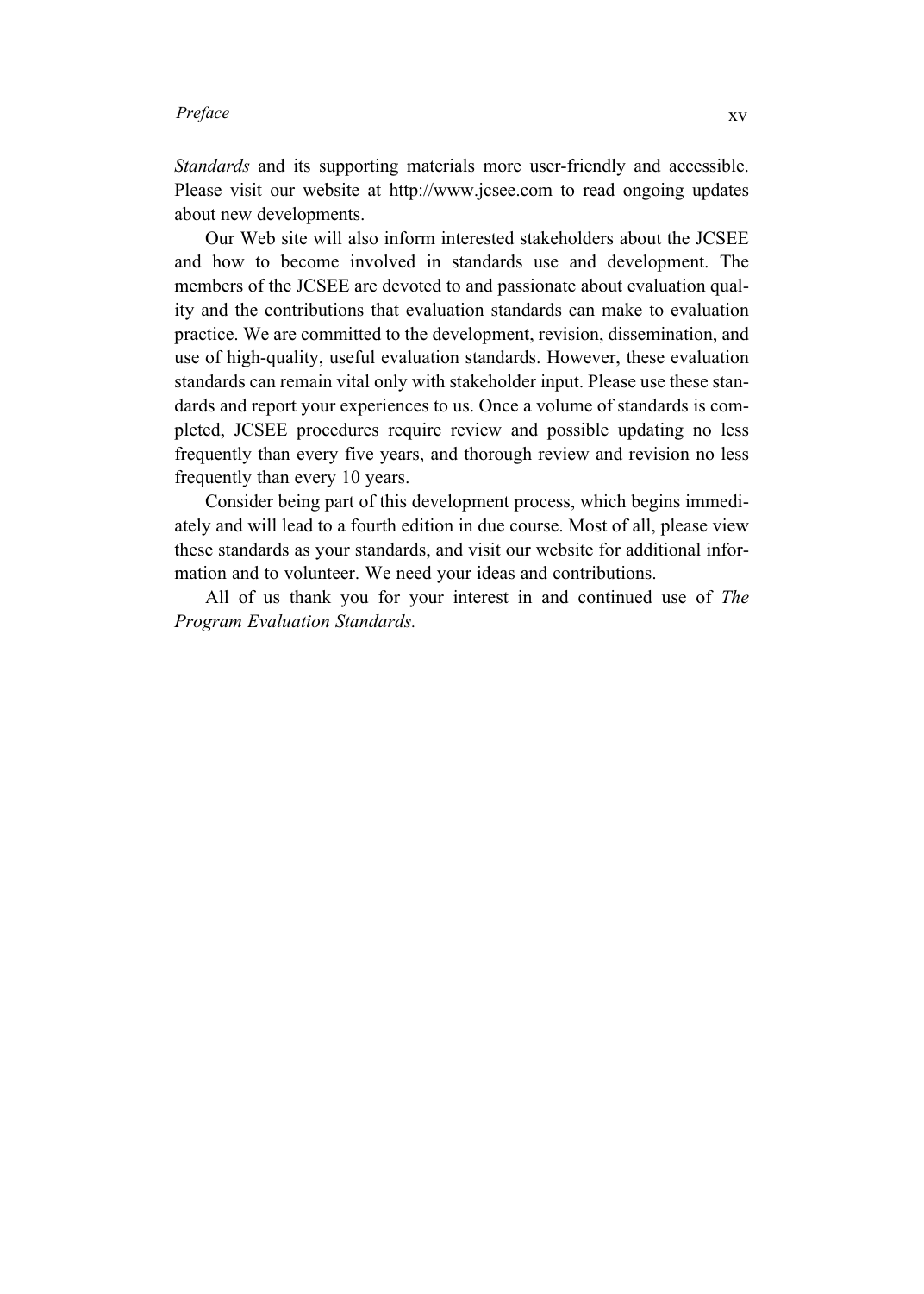*Standards* and its supporting materials more user-friendly and accessible. Please visit our website at http://www.jcsee.com to read ongoing updates about new developments.

Our Web site will also inform interested stakeholders about the JCSEE and how to become involved in standards use and development. The members of the JCSEE are devoted to and passionate about evaluation quality and the contributions that evaluation standards can make to evaluation practice. We are committed to the development, revision, dissemination, and use of high-quality, useful evaluation standards. However, these evaluation standards can remain vital only with stakeholder input. Please use these standards and report your experiences to us. Once a volume of standards is completed, JCSEE procedures require review and possible updating no less frequently than every five years, and thorough review and revision no less frequently than every 10 years.

Consider being part of this development process, which begins immediately and will lead to a fourth edition in due course. Most of all, please view these standards as your standards, and visit our website for additional information and to volunteer. We need your ideas and contributions.

All of us thank you for your interest in and continued use of *The Program Evaluation Standards.*